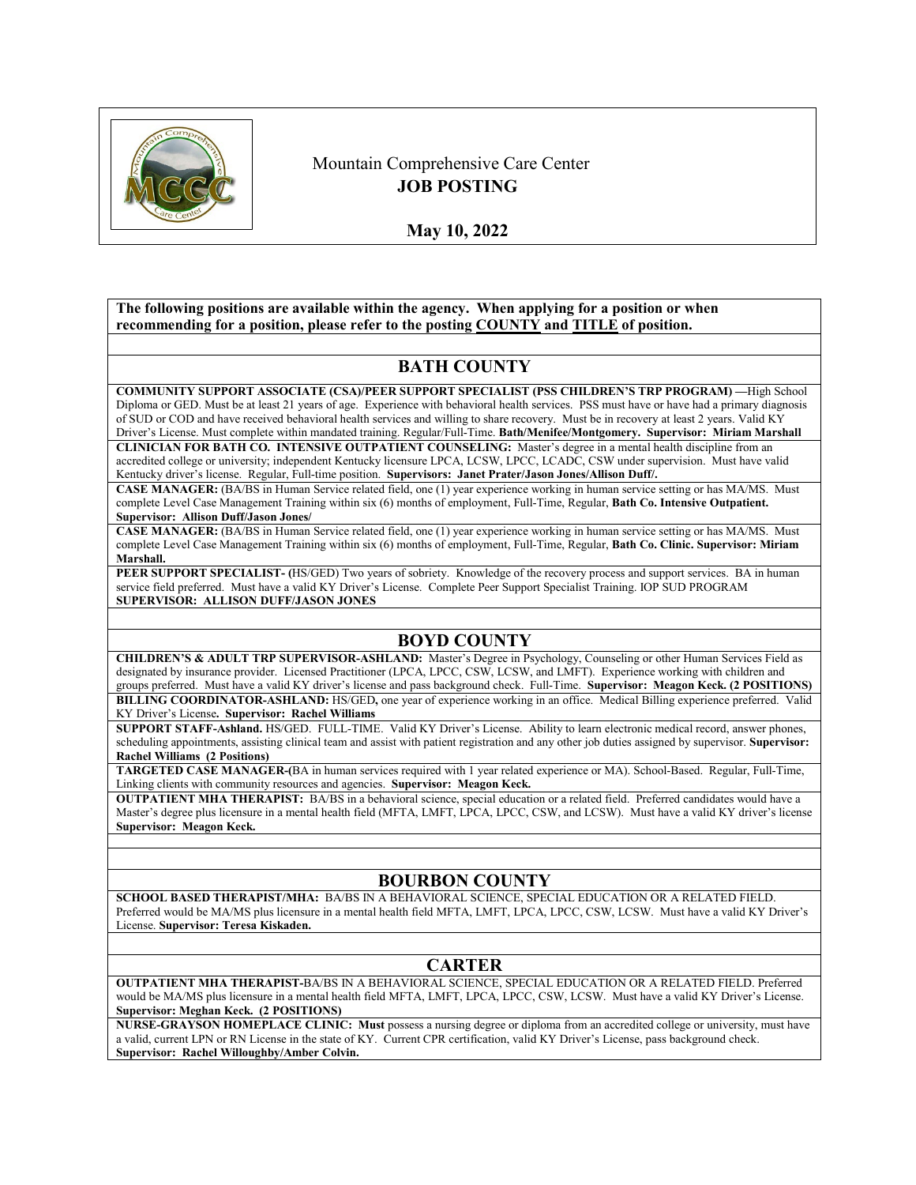Mountain Comprehensive Care Center
**JOB POSTING**

**May 10, 2022**

**The following positions are available within the agency. When applying for a position or when recommending for a position, please refer to the posting COUNTY and TITLE of position.**

## BATH COUNTY

**COMMUNITY SUPPORT ASSOCIATE (CSA)/PEER SUPPORT SPECIALIST (PSS CHILDREN'S TRP PROGRAM) —**High School Diploma or GED. Must be at least 21 years of age. Experience with behavioral health services. PSS must have or have had a primary diagnosis of SUD or COD and have received behavioral health services and willing to share recovery. Must be in recovery at least 2 years. Valid KY Driver's License. Must complete within mandated training. Regular/Full-Time. **Bath/Menifee/Montgomery. Supervisor: Miriam Marshall**

**CLINICIAN FOR BATH CO. INTENSIVE OUTPATIENT COUNSELING:** Master's degree in a mental health discipline from an accredited college or university; independent Kentucky licensure LPCA, LCSW, LPCC, LCADC, CSW under supervision. Must have valid Kentucky driver's license. Regular, Full-time position. **Supervisors: Janet Prater/Jason Jones/Allison Duff/.**

**CASE MANAGER:** (BA/BS in Human Service related field, one (1) year experience working in human service setting or has MA/MS. Must complete Level Case Management Training within six (6) months of employment, Full-Time, Regular, **Bath Co. Intensive Outpatient. Supervisor: Allison Duff/Jason Jones/**

**CASE MANAGER:** (BA/BS in Human Service related field, one (1) year experience working in human service setting or has MA/MS. Must complete Level Case Management Training within six (6) months of employment, Full-Time, Regular, **Bath Co. Clinic. Supervisor: Miriam Marshall.**

**PEER SUPPORT SPECIALIST- (**HS/GED) Two years of sobriety. Knowledge of the recovery process and support services. BA in human service field preferred. Must have a valid KY Driver's License. Complete Peer Support Specialist Training. IOP SUD PROGRAM **SUPERVISOR: ALLISON DUFF/JASON JONES**

## BOYD COUNTY

**CHILDREN'S & ADULT TRP SUPERVISOR-ASHLAND:** Master's Degree in Psychology, Counseling or other Human Services Field as designated by insurance provider. Licensed Practitioner (LPCA, LPCC, CSW, LCSW, and LMFT). Experience working with children and groups preferred. Must have a valid KY driver's license and pass background check. Full-Time. **Supervisor: Meagon Keck. (2 POSITIONS)**

**BILLING COORDINATOR-ASHLAND:** HS/GED**,** one year of experience working in an office. Medical Billing experience preferred. Valid KY Driver's License**. Supervisor: Rachel Williams**

**SUPPORT STAFF-Ashland.** HS/GED. FULL-TIME. Valid KY Driver's License. Ability to learn electronic medical record, answer phones, scheduling appointments, assisting clinical team and assist with patient registration and any other job duties assigned by supervisor. **Supervisor: Rachel Williams (2 Positions)**

**TARGETED CASE MANAGER-(**BA in human services required with 1 year related experience or MA). School-Based. Regular, Full-Time, Linking clients with community resources and agencies. **Supervisor: Meagon Keck.**

**OUTPATIENT MHA THERAPIST:** BA/BS in a behavioral science, special education or a related field. Preferred candidates would have a Master's degree plus licensure in a mental health field (MFTA, LMFT, LPCA, LPCC, CSW, and LCSW). Must have a valid KY driver's license **Supervisor: Meagon Keck.**

## BOURBON COUNTY

**SCHOOL BASED THERAPIST/MHA:** BA/BS IN A BEHAVIORAL SCIENCE, SPECIAL EDUCATION OR A RELATED FIELD. Preferred would be MA/MS plus licensure in a mental health field MFTA, LMFT, LPCA, LPCC, CSW, LCSW. Must have a valid KY Driver's License. **Supervisor: Teresa Kiskaden.**

## CARTER

**OUTPATIENT MHA THERAPIST-**BA/BS IN A BEHAVIORAL SCIENCE, SPECIAL EDUCATION OR A RELATED FIELD. Preferred would be MA/MS plus licensure in a mental health field MFTA, LMFT, LPCA, LPCC, CSW, LCSW. Must have a valid KY Driver's License. **Supervisor: Meghan Keck. (2 POSITIONS)**

**NURSE-GRAYSON HOMEPLACE CLINIC: Must** possess a nursing degree or diploma from an accredited college or university, must have a valid, current LPN or RN License in the state of KY. Current CPR certification, valid KY Driver's License, pass background check. **Supervisor: Rachel Willoughby/Amber Colvin.**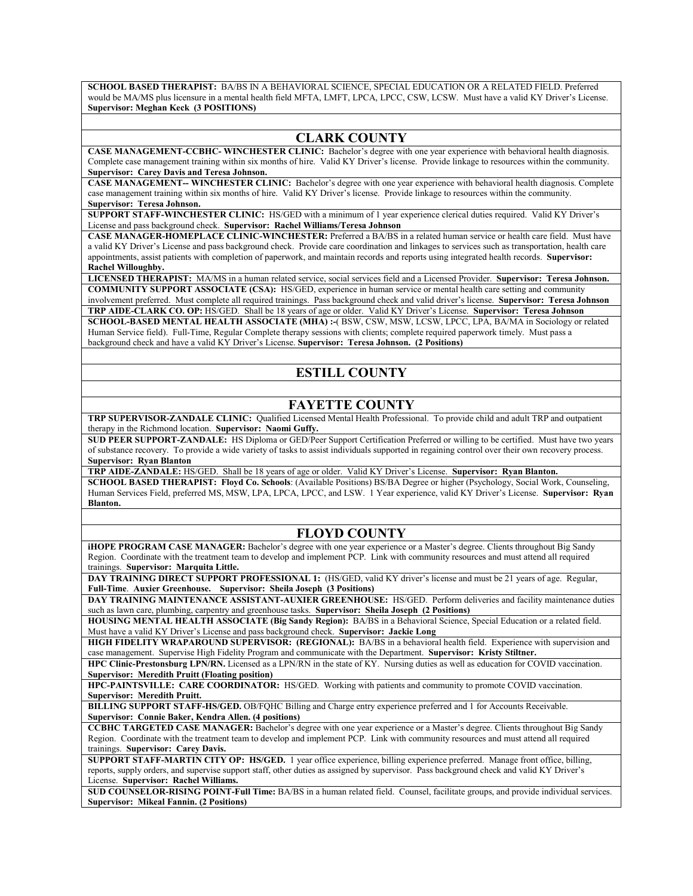**SCHOOL BASED THERAPIST:** BA/BS IN A BEHAVIORAL SCIENCE, SPECIAL EDUCATION OR A RELATED FIELD. Preferred would be MA/MS plus licensure in a mental health field MFTA, LMFT, LPCA, LPCC, CSW, LCSW. Must have a valid KY Driver's License. **Supervisor: Meghan Keck (3 POSITIONS)**

## CLARK COUNTY

**CASE MANAGEMENT-CCBHC- WINCHESTER CLINIC:** Bachelor's degree with one year experience with behavioral health diagnosis. Complete case management training within six months of hire. Valid KY Driver's license. Provide linkage to resources within the community. **Supervisor: Carey Davis and Teresa Johnson.**

**CASE MANAGEMENT-- WINCHESTER CLINIC:** Bachelor's degree with one year experience with behavioral health diagnosis. Complete case management training within six months of hire. Valid KY Driver's license. Provide linkage to resources within the community. **Supervisor: Teresa Johnson.**

**SUPPORT STAFF-WINCHESTER CLINIC:** HS/GED with a minimum of 1 year experience clerical duties required. Valid KY Driver's License and pass background check. **Supervisor: Rachel Williams/Teresa Johnson**

**CASE MANAGER-HOMEPLACE CLINIC-WINCHESTER:** Preferred a BA/BS in a related human service or health care field. Must have a valid KY Driver's License and pass background check. Provide care coordination and linkages to services such as transportation, health care appointments, assist patients with completion of paperwork, and maintain records and reports using integrated health records. **Supervisor: Rachel Willoughby.**

**LICENSED THERAPIST:** MA/MS in a human related service, social services field and a Licensed Provider. **Supervisor: Teresa Johnson.**

**COMMUNITY SUPPORT ASSOCIATE (CSA):** HS/GED, experience in human service or mental health care setting and community involvement preferred. Must complete all required trainings. Pass background check and valid driver's license. **Supervisor: Teresa Johnson**

**TRP AIDE-CLARK CO. OP:** HS/GED. Shall be 18 years of age or older. Valid KY Driver's License. **Supervisor: Teresa Johnson**

**SCHOOL-BASED MENTAL HEALTH ASSOCIATE (MHA) :-(** BSW, CSW, MSW, LCSW, LPCC, LPA, BA/MA in Sociology or related Human Service field). Full-Time, Regular Complete therapy sessions with clients; complete required paperwork timely. Must pass a background check and have a valid KY Driver's License. **Supervisor: Teresa Johnson. (2 Positions)**

## ESTILL COUNTY

## FAYETTE COUNTY

**TRP SUPERVISOR-ZANDALE CLINIC:** Qualified Licensed Mental Health Professional. To provide child and adult TRP and outpatient therapy in the Richmond location. **Supervisor: Naomi Guffy.**

**SUD PEER SUPPORT-ZANDALE:** HS Diploma or GED/Peer Support Certification Preferred or willing to be certified. Must have two years of substance recovery. To provide a wide variety of tasks to assist individuals supported in regaining control over their own recovery process. **Supervisor: Ryan Blanton**

**TRP AIDE-ZANDALE:** HS/GED. Shall be 18 years of age or older. Valid KY Driver's License. **Supervisor: Ryan Blanton.**

**SCHOOL BASED THERAPIST: Floyd Co. Schools**: (Available Positions) BS/BA Degree or higher (Psychology, Social Work, Counseling, Human Services Field, preferred MS, MSW, LPA, LPCA, LPCC, and LSW. 1 Year experience, valid KY Driver's License. **Supervisor: Ryan Blanton.**

## FLOYD COUNTY

**iHOPE PROGRAM CASE MANAGER:** Bachelor's degree with one year experience or a Master's degree. Clients throughout Big Sandy Region. Coordinate with the treatment team to develop and implement PCP. Link with community resources and must attend all required trainings. **Supervisor: Marquita Little.**

**DAY TRAINING DIRECT SUPPORT PROFESSIONAL 1:** (HS/GED, valid KY driver's license and must be 21 years of age. Regular, **Full-Time**. **Auxier Greenhouse. Supervisor: Sheila Joseph (3 Positions)**

**DAY TRAINING MAINTENANCE ASSISTANT-AUXIER GREENHOUSE:** HS/GED. Perform deliveries and facility maintenance duties such as lawn care, plumbing, carpentry and greenhouse tasks. **Supervisor: Sheila Joseph (2 Positions)**

**HOUSING MENTAL HEALTH ASSOCIATE (Big Sandy Region):** BA/BS in a Behavioral Science, Special Education or a related field. Must have a valid KY Driver's License and pass background check. **Supervisor: Jackie Long**

**HIGH FIDELITY WRAPAROUND SUPERVISOR: (REGIONAL):** BA/BS in a behavioral health field. Experience with supervision and case management. Supervise High Fidelity Program and communicate with the Department. **Supervisor: Kristy Stiltner.**

**HPC Clinic-Prestonsburg LPN/RN.** Licensed as a LPN/RN in the state of KY. Nursing duties as well as education for COVID vaccination. **Supervisor: Meredith Pruitt (Floating position)**

**HPC-PAINTSVILLE: CARE COORDINATOR:** HS/GED. Working with patients and community to promote COVID vaccination. **Supervisor: Meredith Pruitt.**

**BILLING SUPPORT STAFF-HS/GED.** OB/FQHC Billing and Charge entry experience preferred and 1 for Accounts Receivable. **Supervisor: Connie Baker, Kendra Allen. (4 positions)**

**CCBHC TARGETED CASE MANAGER:** Bachelor's degree with one year experience or a Master's degree. Clients throughout Big Sandy Region. Coordinate with the treatment team to develop and implement PCP. Link with community resources and must attend all required trainings. **Supervisor: Carey Davis.**

**SUPPORT STAFF-MARTIN CITY OP: HS/GED.** 1 year office experience, billing experience preferred. Manage front office, billing, reports, supply orders, and supervise support staff, other duties as assigned by supervisor. Pass background check and valid KY Driver's License. **Supervisor: Rachel Williams.**

**SUD COUNSELOR-RISING POINT-Full Time:** BA/BS in a human related field. Counsel, facilitate groups, and provide individual services. **Supervisor: Mikeal Fannin. (2 Positions)**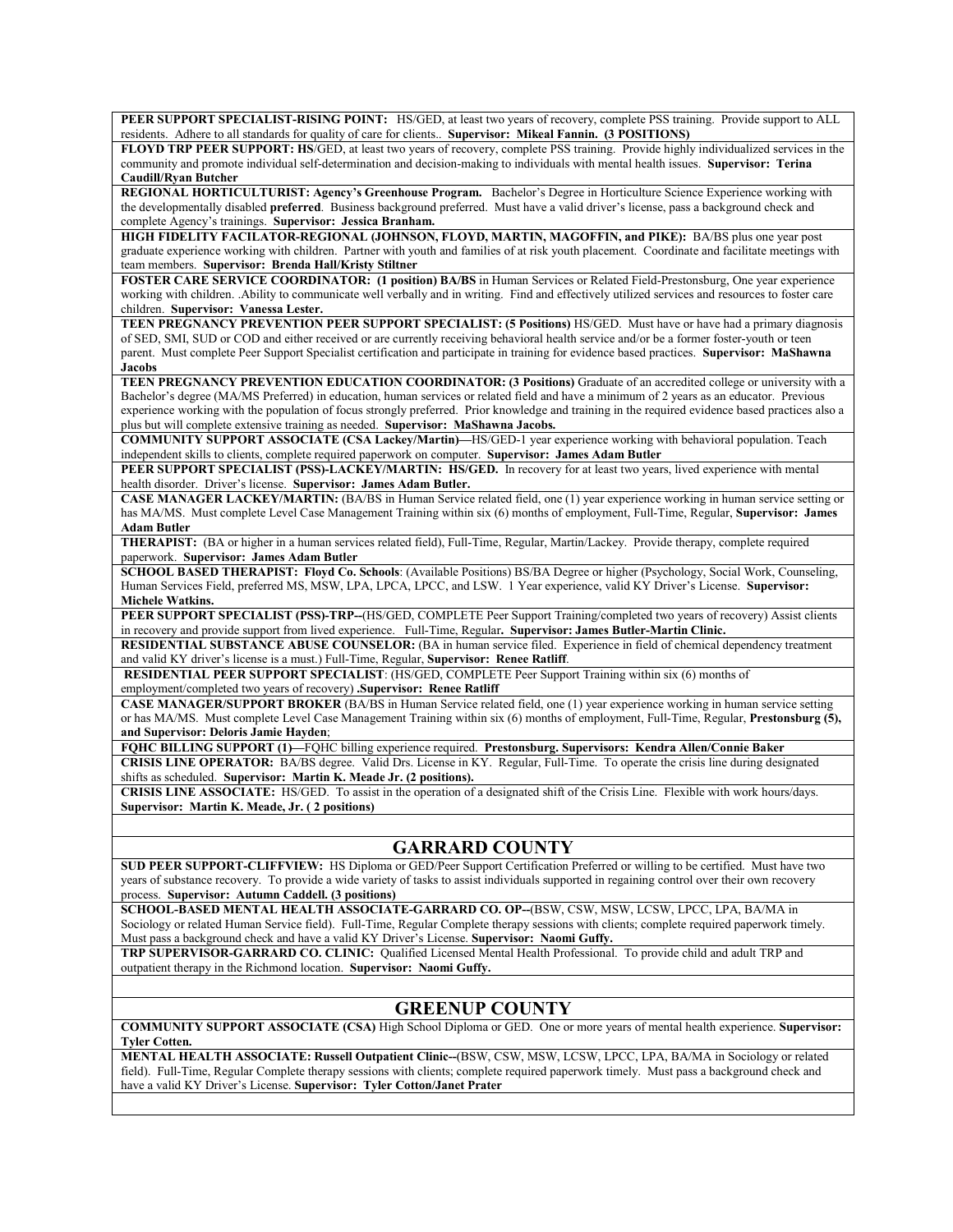**PEER SUPPORT SPECIALIST-RISING POINT:** HS/GED, at least two years of recovery, complete PSS training. Provide support to ALL residents. Adhere to all standards for quality of care for clients.. **Supervisor: Mikeal Fannin. (3 POSITIONS)**

**FLOYD TRP PEER SUPPORT: HS**/GED, at least two years of recovery, complete PSS training. Provide highly individualized services in the community and promote individual self-determination and decision-making to individuals with mental health issues. **Supervisor: Terina Caudill/Ryan Butcher**

**REGIONAL HORTICULTURIST: Agency's Greenhouse Program.** Bachelor's Degree in Horticulture Science Experience working with the developmentally disabled **preferred**. Business background preferred. Must have a valid driver's license, pass a background check and complete Agency's trainings. **Supervisor: Jessica Branham.**

**HIGH FIDELITY FACILATOR-REGIONAL (JOHNSON, FLOYD, MARTIN, MAGOFFIN, and PIKE):** BA/BS plus one year post graduate experience working with children. Partner with youth and families of at risk youth placement. Coordinate and facilitate meetings with team members. **Supervisor: Brenda Hall/Kristy Stiltner**

**FOSTER CARE SERVICE COORDINATOR: (1 position) BA/BS** in Human Services or Related Field-Prestonsburg, One year experience working with children. .Ability to communicate well verbally and in writing. Find and effectively utilized services and resources to foster care children. **Supervisor: Vanessa Lester.**

**TEEN PREGNANCY PREVENTION PEER SUPPORT SPECIALIST: (5 Positions)** HS/GED. Must have or have had a primary diagnosis of SED, SMI, SUD or COD and either received or are currently receiving behavioral health service and/or be a former foster-youth or teen parent. Must complete Peer Support Specialist certification and participate in training for evidence based practices. **Supervisor: MaShawna Jacobs**

**TEEN PREGNANCY PREVENTION EDUCATION COORDINATOR: (3 Positions)** Graduate of an accredited college or university with a Bachelor's degree (MA/MS Preferred) in education, human services or related field and have a minimum of 2 years as an educator. Previous experience working with the population of focus strongly preferred. Prior knowledge and training in the required evidence based practices also a plus but will complete extensive training as needed. **Supervisor: MaShawna Jacobs.**

**COMMUNITY SUPPORT ASSOCIATE (CSA Lackey/Martin)—**HS/GED-1 year experience working with behavioral population. Teach independent skills to clients, complete required paperwork on computer. **Supervisor: James Adam Butler**

**PEER SUPPORT SPECIALIST (PSS)-LACKEY/MARTIN: HS/GED.** In recovery for at least two years, lived experience with mental health disorder. Driver's license. **Supervisor: James Adam Butler.**

**CASE MANAGER LACKEY/MARTIN:** (BA/BS in Human Service related field, one (1) year experience working in human service setting or has MA/MS. Must complete Level Case Management Training within six (6) months of employment, Full-Time, Regular, **Supervisor: James Adam Butler**

**THERAPIST:** (BA or higher in a human services related field), Full-Time, Regular, Martin/Lackey. Provide therapy, complete required paperwork. **Supervisor: James Adam Butler**

**SCHOOL BASED THERAPIST: Floyd Co. Schools**: (Available Positions) BS/BA Degree or higher (Psychology, Social Work, Counseling, Human Services Field, preferred MS, MSW, LPA, LPCA, LPCC, and LSW. 1 Year experience, valid KY Driver's License. **Supervisor: Michele Watkins.**

**PEER SUPPORT SPECIALIST (PSS)-TRP--**(HS/GED, COMPLETE Peer Support Training/completed two years of recovery) Assist clients in recovery and provide support from lived experience. Full-Time, Regular**. Supervisor: James Butler-Martin Clinic.**

**RESIDENTIAL SUBSTANCE ABUSE COUNSELOR:** (BA in human service filed. Experience in field of chemical dependency treatment and valid KY driver's license is a must.) Full-Time, Regular, **Supervisor: Renee Ratliff**.

**RESIDENTIAL PEER SUPPORT SPECIALIST**: (HS/GED, COMPLETE Peer Support Training within six (6) months of employment/completed two years of recovery) **.Supervisor: Renee Ratliff**

**CASE MANAGER/SUPPORT BROKER** (BA/BS in Human Service related field, one (1) year experience working in human service setting or has MA/MS. Must complete Level Case Management Training within six (6) months of employment, Full-Time, Regular, **Prestonsburg (5), and Supervisor: Deloris Jamie Hayden**;

**FQHC BILLING SUPPORT (1)—**FQHC billing experience required. **Prestonsburg. Supervisors: Kendra Allen/Connie Baker**

**CRISIS LINE OPERATOR:** BA/BS degree. Valid Drs. License in KY. Regular, Full-Time. To operate the crisis line during designated shifts as scheduled. **Supervisor: Martin K. Meade Jr. (2 positions).**

**CRISIS LINE ASSOCIATE:** HS/GED. To assist in the operation of a designated shift of the Crisis Line. Flexible with work hours/days. **Supervisor: Martin K. Meade, Jr. ( 2 positions)**

## GARRARD COUNTY

**SUD PEER SUPPORT-CLIFFVIEW:** HS Diploma or GED/Peer Support Certification Preferred or willing to be certified. Must have two years of substance recovery. To provide a wide variety of tasks to assist individuals supported in regaining control over their own recovery process. **Supervisor: Autumn Caddell. (3 positions)**

**SCHOOL-BASED MENTAL HEALTH ASSOCIATE-GARRARD CO. OP--**(BSW, CSW, MSW, LCSW, LPCC, LPA, BA/MA in Sociology or related Human Service field). Full-Time, Regular Complete therapy sessions with clients; complete required paperwork timely. Must pass a background check and have a valid KY Driver's License. **Supervisor: Naomi Guffy.**

**TRP SUPERVISOR-GARRARD CO. CLINIC:** Qualified Licensed Mental Health Professional. To provide child and adult TRP and outpatient therapy in the Richmond location. **Supervisor: Naomi Guffy.**

## GREENUP COUNTY

**COMMUNITY SUPPORT ASSOCIATE (CSA)** High School Diploma or GED. One or more years of mental health experience. **Supervisor: Tyler Cotten.**

**MENTAL HEALTH ASSOCIATE: Russell Outpatient Clinic--**(BSW, CSW, MSW, LCSW, LPCC, LPA, BA/MA in Sociology or related field). Full-Time, Regular Complete therapy sessions with clients; complete required paperwork timely. Must pass a background check and have a valid KY Driver's License. **Supervisor: Tyler Cotton/Janet Prater**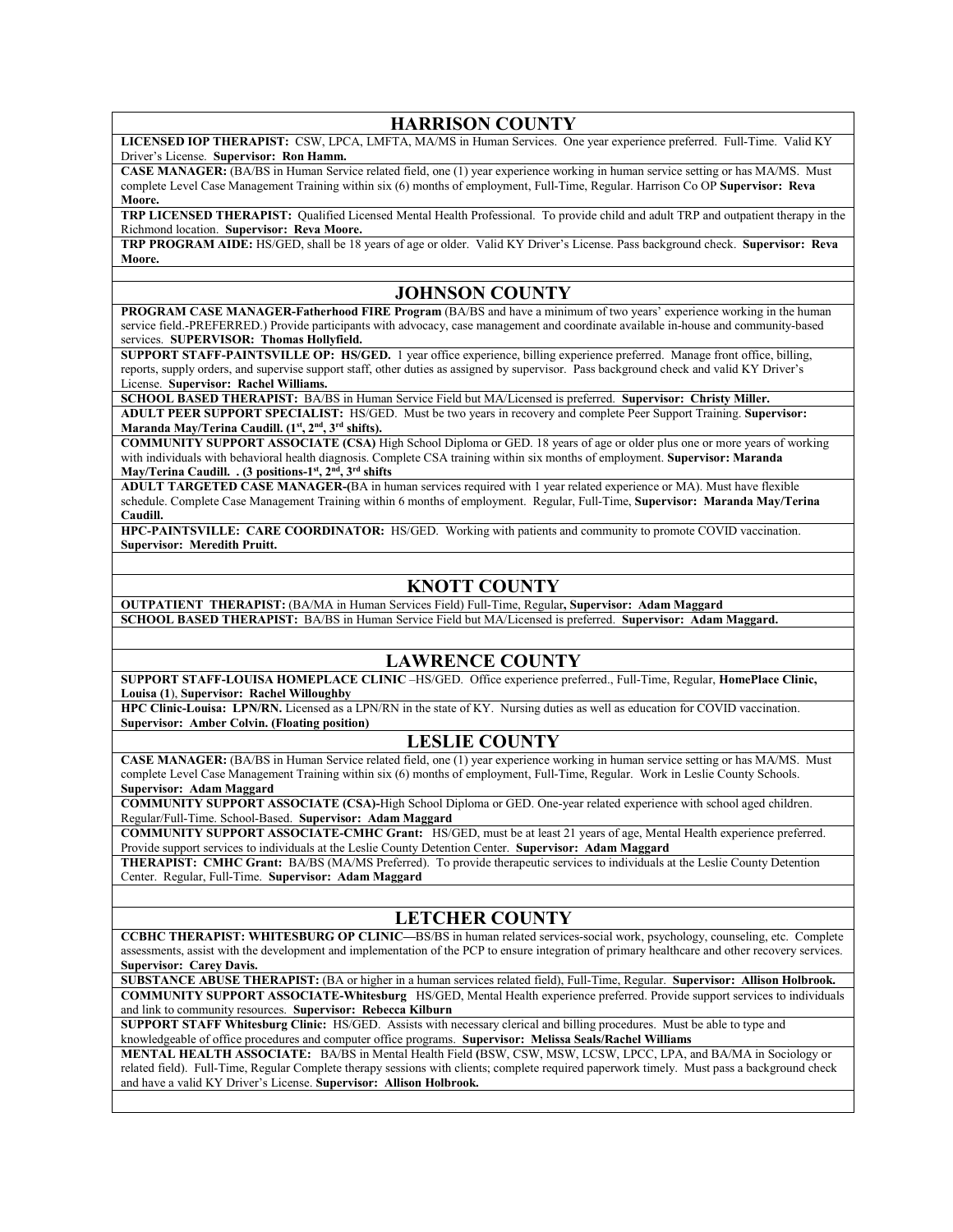## HARRISON COUNTY

**LICENSED IOP THERAPIST:** CSW, LPCA, LMFTA, MA/MS in Human Services. One year experience preferred. Full-Time. Valid KY Driver's License. **Supervisor: Ron Hamm.**

**CASE MANAGER:** (BA/BS in Human Service related field, one (1) year experience working in human service setting or has MA/MS. Must complete Level Case Management Training within six (6) months of employment, Full-Time, Regular. Harrison Co OP **Supervisor: Reva Moore.**

**TRP LICENSED THERAPIST:** Qualified Licensed Mental Health Professional. To provide child and adult TRP and outpatient therapy in the Richmond location. **Supervisor: Reva Moore.**

**TRP PROGRAM AIDE:** HS/GED, shall be 18 years of age or older. Valid KY Driver's License. Pass background check. **Supervisor: Reva Moore.**

## JOHNSON COUNTY

**PROGRAM CASE MANAGER-Fatherhood FIRE Program** (BA/BS and have a minimum of two years' experience working in the human service field.-PREFERRED.) Provide participants with advocacy, case management and coordinate available in-house and community-based services. **SUPERVISOR: Thomas Hollyfield.**

**SUPPORT STAFF-PAINTSVILLE OP: HS/GED.** 1 year office experience, billing experience preferred. Manage front office, billing, reports, supply orders, and supervise support staff, other duties as assigned by supervisor. Pass background check and valid KY Driver's License. **Supervisor: Rachel Williams.**

**SCHOOL BASED THERAPIST:** BA/BS in Human Service Field but MA/Licensed is preferred. **Supervisor: Christy Miller.**

**ADULT PEER SUPPORT SPECIALIST:** HS/GED. Must be two years in recovery and complete Peer Support Training. **Supervisor: Maranda May/Terina Caudill. (1st, 2nd, 3rd shifts).**

**COMMUNITY SUPPORT ASSOCIATE (CSA)** High School Diploma or GED. 18 years of age or older plus one or more years of working with individuals with behavioral health diagnosis. Complete CSA training within six months of employment. **Supervisor: Maranda May/Terina Caudill. . (3 positions-1st, 2nd, 3rd shifts**

**ADULT TARGETED CASE MANAGER-(**BA in human services required with 1 year related experience or MA). Must have flexible schedule. Complete Case Management Training within 6 months of employment. Regular, Full-Time, **Supervisor: Maranda May/Terina Caudill.**

**HPC-PAINTSVILLE: CARE COORDINATOR:** HS/GED. Working with patients and community to promote COVID vaccination. **Supervisor: Meredith Pruitt.**

## KNOTT COUNTY

**OUTPATIENT THERAPIST:** (BA/MA in Human Services Field) Full-Time, Regular**, Supervisor: Adam Maggard**

**SCHOOL BASED THERAPIST:** BA/BS in Human Service Field but MA/Licensed is preferred. **Supervisor: Adam Maggard.**

## LAWRENCE COUNTY

**SUPPORT STAFF-LOUISA HOMEPLACE CLINIC** –HS/GED. Office experience preferred., Full-Time, Regular, **HomePlace Clinic, Louisa (1)**, **Supervisor: Rachel Willoughby**

**HPC Clinic-Louisa: LPN/RN.** Licensed as a LPN/RN in the state of KY. Nursing duties as well as education for COVID vaccination. **Supervisor: Amber Colvin. (Floating position)**

## LESLIE COUNTY

**CASE MANAGER:** (BA/BS in Human Service related field, one (1) year experience working in human service setting or has MA/MS. Must complete Level Case Management Training within six (6) months of employment, Full-Time, Regular. Work in Leslie County Schools. **Supervisor: Adam Maggard**

**COMMUNITY SUPPORT ASSOCIATE (CSA)-**High School Diploma or GED. One-year related experience with school aged children. Regular/Full-Time. School-Based. **Supervisor: Adam Maggard**

**COMMUNITY SUPPORT ASSOCIATE-CMHC Grant:** HS/GED, must be at least 21 years of age, Mental Health experience preferred. Provide support services to individuals at the Leslie County Detention Center. **Supervisor: Adam Maggard**

**THERAPIST: CMHC Grant:** BA/BS (MA/MS Preferred). To provide therapeutic services to individuals at the Leslie County Detention Center. Regular, Full-Time. **Supervisor: Adam Maggard**

## LETCHER COUNTY

**CCBHC THERAPIST: WHITESBURG OP CLINIC—**BS/BS in human related services-social work, psychology, counseling, etc. Complete assessments, assist with the development and implementation of the PCP to ensure integration of primary healthcare and other recovery services. **Supervisor: Carey Davis.**

**SUBSTANCE ABUSE THERAPIST:** (BA or higher in a human services related field), Full-Time, Regular. **Supervisor: Allison Holbrook.**

**COMMUNITY SUPPORT ASSOCIATE-Whitesburg** HS/GED, Mental Health experience preferred. Provide support services to individuals and link to community resources. **Supervisor: Rebecca Kilburn**

**SUPPORT STAFF Whitesburg Clinic:** HS/GED. Assists with necessary clerical and billing procedures. Must be able to type and knowledgeable of office procedures and computer office programs. **Supervisor: Melissa Seals/Rachel Williams**

**MENTAL HEALTH ASSOCIATE:** BA/BS in Mental Health Field **(**BSW, CSW, MSW, LCSW, LPCC, LPA, and BA/MA in Sociology or related field). Full-Time, Regular Complete therapy sessions with clients; complete required paperwork timely. Must pass a background check and have a valid KY Driver's License. **Supervisor: Allison Holbrook.**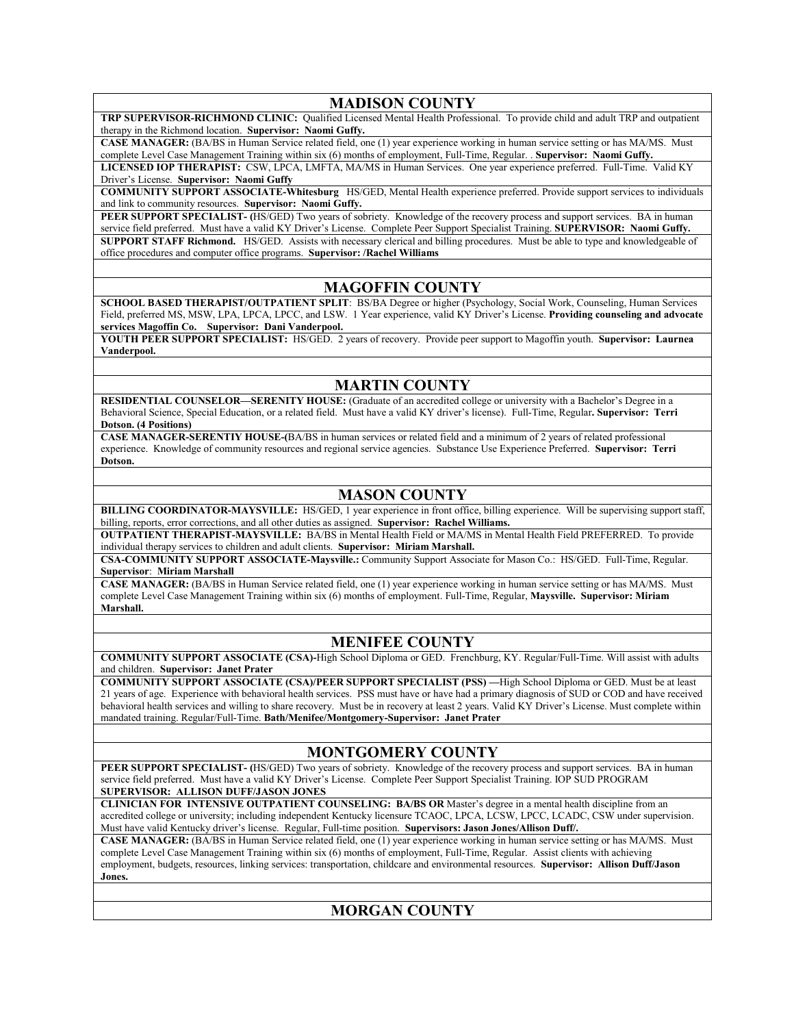## MADISON COUNTY

**TRP SUPERVISOR-RICHMOND CLINIC:** Qualified Licensed Mental Health Professional. To provide child and adult TRP and outpatient therapy in the Richmond location. **Supervisor: Naomi Guffy.**

**CASE MANAGER:** (BA/BS in Human Service related field, one (1) year experience working in human service setting or has MA/MS. Must complete Level Case Management Training within six (6) months of employment, Full-Time, Regular. . **Supervisor: Naomi Guffy.**

**LICENSED IOP THERAPIST:** CSW, LPCA, LMFTA, MA/MS in Human Services. One year experience preferred. Full-Time. Valid KY Driver's License. **Supervisor: Naomi Guffy**

**COMMUNITY SUPPORT ASSOCIATE-Whitesburg** HS/GED, Mental Health experience preferred. Provide support services to individuals and link to community resources. **Supervisor: Naomi Guffy.**

**PEER SUPPORT SPECIALIST- (**HS/GED) Two years of sobriety. Knowledge of the recovery process and support services. BA in human service field preferred. Must have a valid KY Driver's License. Complete Peer Support Specialist Training. **SUPERVISOR: Naomi Guffy.**

**SUPPORT STAFF Richmond.** HS/GED. Assists with necessary clerical and billing procedures. Must be able to type and knowledgeable of office procedures and computer office programs. **Supervisor: /Rachel Williams**

## MAGOFFIN COUNTY

**SCHOOL BASED THERAPIST/OUTPATIENT SPLIT**: BS/BA Degree or higher (Psychology, Social Work, Counseling, Human Services Field, preferred MS, MSW, LPA, LPCA, LPCC, and LSW. 1 Year experience, valid KY Driver's License. **Providing counseling and advocate services Magoffin Co. Supervisor: Dani Vanderpool.**

**YOUTH PEER SUPPORT SPECIALIST:** HS/GED. 2 years of recovery. Provide peer support to Magoffin youth. **Supervisor: Laurnea Vanderpool.**

## MARTIN COUNTY

**RESIDENTIAL COUNSELOR—SERENITY HOUSE:** (Graduate of an accredited college or university with a Bachelor's Degree in a Behavioral Science, Special Education, or a related field. Must have a valid KY driver's license). Full-Time, Regular**. Supervisor: Terri Dotson. (4 Positions)**

**CASE MANAGER-SERENTIY HOUSE-(**BA/BS in human services or related field and a minimum of 2 years of related professional experience. Knowledge of community resources and regional service agencies. Substance Use Experience Preferred. **Supervisor: Terri Dotson.**

## MASON COUNTY

**BILLING COORDINATOR-MAYSVILLE:** HS/GED, 1 year experience in front office, billing experience. Will be supervising support staff, billing, reports, error corrections, and all other duties as assigned. **Supervisor: Rachel Williams.**

**OUTPATIENT THERAPIST-MAYSVILLE:** BA/BS in Mental Health Field or MA/MS in Mental Health Field PREFERRED. To provide individual therapy services to children and adult clients. **Supervisor: Miriam Marshall.**

**CSA-COMMUNITY SUPPORT ASSOCIATE-Maysville.:** Community Support Associate for Mason Co.: HS/GED. Full-Time, Regular. **Supervisor**: **Miriam Marshall**

**CASE MANAGER:** (BA/BS in Human Service related field, one (1) year experience working in human service setting or has MA/MS. Must complete Level Case Management Training within six (6) months of employment. Full-Time, Regular, **Maysville. Supervisor: Miriam Marshall.**

## MENIFEE COUNTY

**COMMUNITY SUPPORT ASSOCIATE (CSA)-**High School Diploma or GED. Frenchburg, KY. Regular/Full-Time. Will assist with adults and children. **Supervisor: Janet Prater**

**COMMUNITY SUPPORT ASSOCIATE (CSA)/PEER SUPPORT SPECIALIST (PSS) —**High School Diploma or GED. Must be at least 21 years of age. Experience with behavioral health services. PSS must have or have had a primary diagnosis of SUD or COD and have received behavioral health services and willing to share recovery. Must be in recovery at least 2 years. Valid KY Driver's License. Must complete within mandated training. Regular/Full-Time. **Bath/Menifee/Montgomery-Supervisor: Janet Prater**

## MONTGOMERY COUNTY

**PEER SUPPORT SPECIALIST- (**HS/GED) Two years of sobriety. Knowledge of the recovery process and support services. BA in human service field preferred. Must have a valid KY Driver's License. Complete Peer Support Specialist Training. IOP SUD PROGRAM **SUPERVISOR: ALLISON DUFF/JASON JONES**

**CLINICIAN FOR INTENSIVE OUTPATIENT COUNSELING: BA/BS OR** Master's degree in a mental health discipline from an accredited college or university; including independent Kentucky licensure TCAOC, LPCA, LCSW, LPCC, LCADC, CSW under supervision. Must have valid Kentucky driver's license. Regular, Full-time position. **Supervisors: Jason Jones/Allison Duff/.**

**CASE MANAGER:** (BA/BS in Human Service related field, one (1) year experience working in human service setting or has MA/MS. Must complete Level Case Management Training within six (6) months of employment, Full-Time, Regular. Assist clients with achieving employment, budgets, resources, linking services: transportation, childcare and environmental resources. **Supervisor: Allison Duff/Jason Jones.**

## MORGAN COUNTY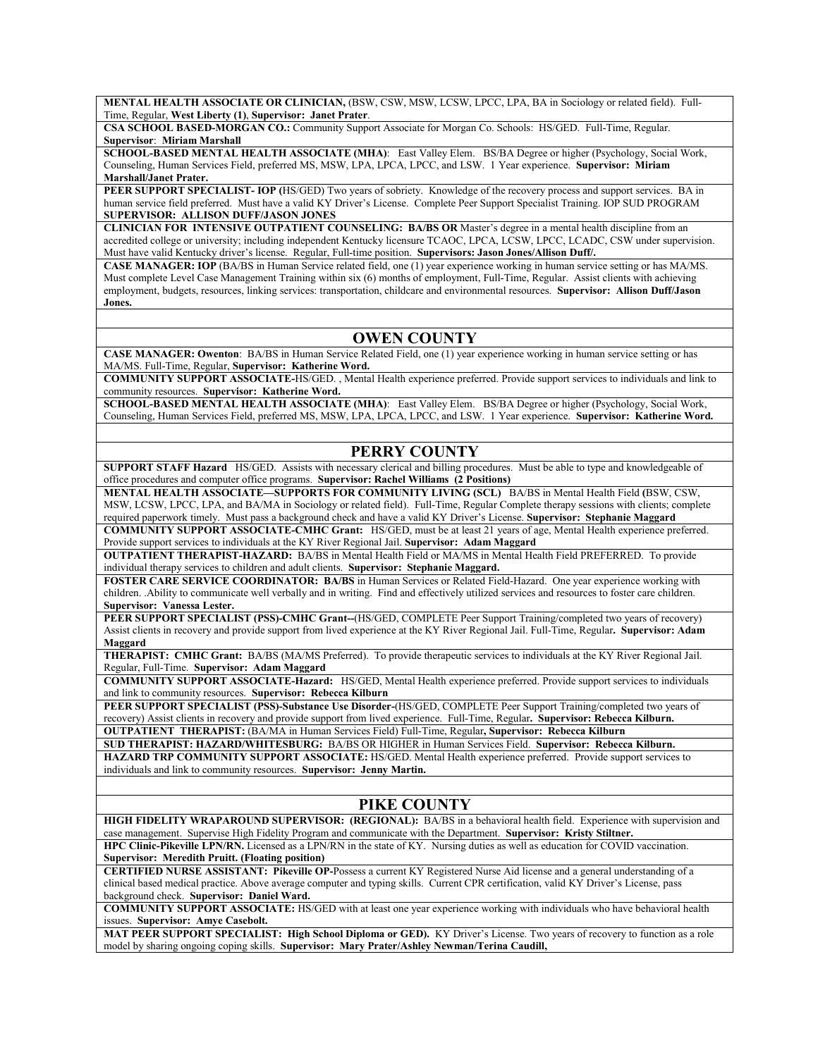**MENTAL HEALTH ASSOCIATE OR CLINICIAN,** (BSW, CSW, MSW, LCSW, LPCC, LPA, BA in Sociology or related field). Full-Time, Regular, **West Liberty (1)**, **Supervisor: Janet Prater**.

**CSA SCHOOL BASED-MORGAN CO.:** Community Support Associate for Morgan Co. Schools: HS/GED. Full-Time, Regular. **Supervisor**: **Miriam Marshall**

**SCHOOL-BASED MENTAL HEALTH ASSOCIATE (MHA)**: East Valley Elem. BS/BA Degree or higher (Psychology, Social Work, Counseling, Human Services Field, preferred MS, MSW, LPA, LPCA, LPCC, and LSW. 1 Year experience. **Supervisor: Miriam Marshall/Janet Prater.**

**PEER SUPPORT SPECIALIST- IOP (**HS/GED) Two years of sobriety. Knowledge of the recovery process and support services. BA in human service field preferred. Must have a valid KY Driver's License. Complete Peer Support Specialist Training. IOP SUD PROGRAM **SUPERVISOR: ALLISON DUFF/JASON JONES**

**CLINICIAN FOR INTENSIVE OUTPATIENT COUNSELING: BA/BS OR** Master's degree in a mental health discipline from an accredited college or university; including independent Kentucky licensure TCAOC, LPCA, LCSW, LPCC, LCADC, CSW under supervision. Must have valid Kentucky driver's license. Regular, Full-time position. **Supervisors: Jason Jones/Allison Duff/.**

**CASE MANAGER: IOP** (BA/BS in Human Service related field, one (1) year experience working in human service setting or has MA/MS. Must complete Level Case Management Training within six (6) months of employment, Full-Time, Regular. Assist clients with achieving employment, budgets, resources, linking services: transportation, childcare and environmental resources. **Supervisor: Allison Duff/Jason Jones.**

## OWEN COUNTY

**CASE MANAGER: Owenton**: BA/BS in Human Service Related Field, one (1) year experience working in human service setting or has MA/MS. Full-Time, Regular, **Supervisor: Katherine Word.**

**COMMUNITY SUPPORT ASSOCIATE-**HS/GED. , Mental Health experience preferred. Provide support services to individuals and link to community resources. **Supervisor: Katherine Word.**

**SCHOOL-BASED MENTAL HEALTH ASSOCIATE (MHA)**: East Valley Elem. BS/BA Degree or higher (Psychology, Social Work, Counseling, Human Services Field, preferred MS, MSW, LPA, LPCA, LPCC, and LSW. 1 Year experience. **Supervisor: Katherine Word.**

## PERRY COUNTY

**SUPPORT STAFF Hazard** HS/GED. Assists with necessary clerical and billing procedures. Must be able to type and knowledgeable of office procedures and computer office programs. **Supervisor: Rachel Williams (2 Positions)**

**MENTAL HEALTH ASSOCIATE—SUPPORTS FOR COMMUNITY LIVING (SCL)** BA/BS in Mental Health Field **(**BSW, CSW, MSW, LCSW, LPCC, LPA, and BA/MA in Sociology or related field). Full-Time, Regular Complete therapy sessions with clients; complete required paperwork timely. Must pass a background check and have a valid KY Driver's License. **Supervisor: Stephanie Maggard**

**COMMUNITY SUPPORT ASSOCIATE-CMHC Grant:** HS/GED, must be at least 21 years of age, Mental Health experience preferred. Provide support services to individuals at the KY River Regional Jail. **Supervisor: Adam Maggard**

**OUTPATIENT THERAPIST-HAZARD:** BA/BS in Mental Health Field or MA/MS in Mental Health Field PREFERRED. To provide individual therapy services to children and adult clients. **Supervisor: Stephanie Maggard.**

**FOSTER CARE SERVICE COORDINATOR: BA/BS** in Human Services or Related Field-Hazard. One year experience working with children. .Ability to communicate well verbally and in writing. Find and effectively utilized services and resources to foster care children. **Supervisor: Vanessa Lester.**

**PEER SUPPORT SPECIALIST (PSS)-CMHC Grant--**(HS/GED, COMPLETE Peer Support Training/completed two years of recovery) Assist clients in recovery and provide support from lived experience at the KY River Regional Jail. Full-Time, Regular**. Supervisor: Adam Maggard**

**THERAPIST: CMHC Grant:** BA/BS (MA/MS Preferred). To provide therapeutic services to individuals at the KY River Regional Jail. Regular, Full-Time. **Supervisor: Adam Maggard**

**COMMUNITY SUPPORT ASSOCIATE-Hazard:** HS/GED, Mental Health experience preferred. Provide support services to individuals and link to community resources. **Supervisor: Rebecca Kilburn**

**PEER SUPPORT SPECIALIST (PSS)-Substance Use Disorder-**(HS/GED, COMPLETE Peer Support Training/completed two years of recovery) Assist clients in recovery and provide support from lived experience. Full-Time, Regular**. Supervisor: Rebecca Kilburn.**

**OUTPATIENT THERAPIST:** (BA/MA in Human Services Field) Full-Time, Regular**, Supervisor: Rebecca Kilburn**

**SUD THERAPIST: HAZARD/WHITESBURG:** BA/BS OR HIGHER in Human Services Field. **Supervisor: Rebecca Kilburn.**

**HAZARD TRP COMMUNITY SUPPORT ASSOCIATE:** HS/GED. Mental Health experience preferred. Provide support services to individuals and link to community resources. **Supervisor: Jenny Martin.**

## PIKE COUNTY

**HIGH FIDELITY WRAPAROUND SUPERVISOR: (REGIONAL):** BA/BS in a behavioral health field. Experience with supervision and case management. Supervise High Fidelity Program and communicate with the Department. **Supervisor: Kristy Stiltner.**

**HPC Clinic-Pikeville LPN/RN.** Licensed as a LPN/RN in the state of KY. Nursing duties as well as education for COVID vaccination. **Supervisor: Meredith Pruitt. (Floating position)**

**CERTIFIED NURSE ASSISTANT: Pikeville OP-**Possess a current KY Registered Nurse Aid license and a general understanding of a clinical based medical practice. Above average computer and typing skills. Current CPR certification, valid KY Driver's License, pass background check. **Supervisor: Daniel Ward.**

**COMMUNITY SUPPORT ASSOCIATE:** HS/GED with at least one year experience working with individuals who have behavioral health issues. **Supervisor: Amye Casebolt.**

**MAT PEER SUPPORT SPECIALIST: High School Diploma or GED).** KY Driver's License. Two years of recovery to function as a role model by sharing ongoing coping skills. **Supervisor: Mary Prater/Ashley Newman/Terina Caudill,**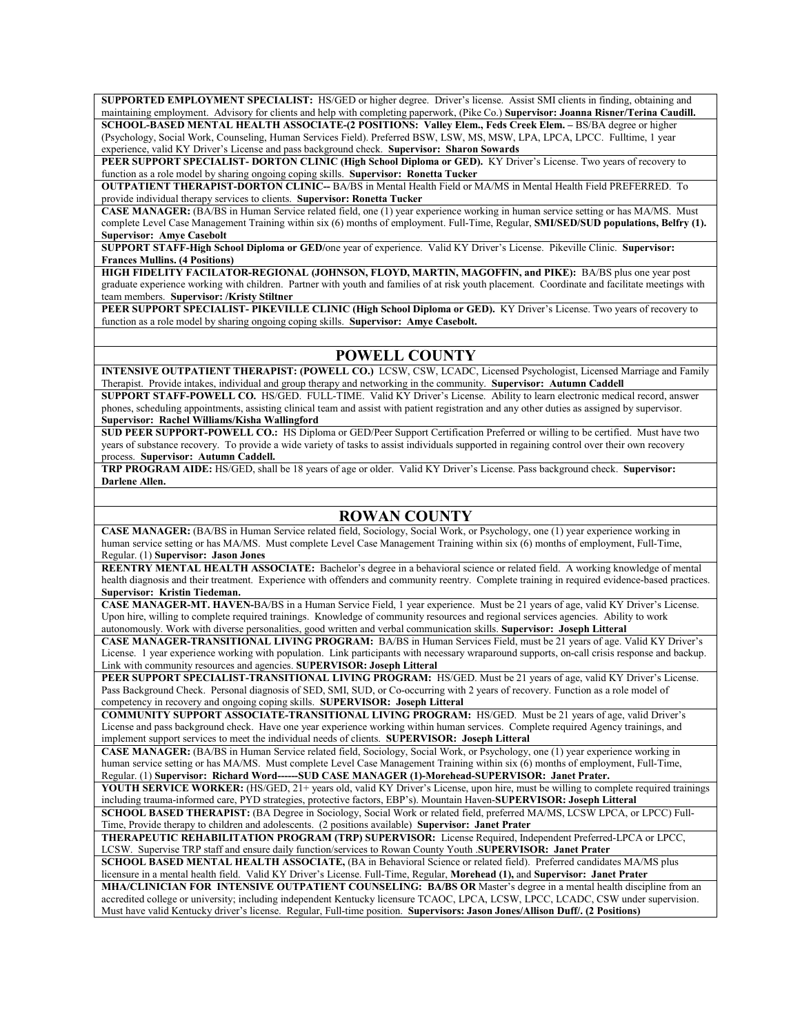**SUPPORTED EMPLOYMENT SPECIALIST:** HS/GED or higher degree. Driver's license. Assist SMI clients in finding, obtaining and maintaining employment. Advisory for clients and help with completing paperwork, (Pike Co.) **Supervisor: Joanna Risner/Terina Caudill.**

**SCHOOL-BASED MENTAL HEALTH ASSOCIATE-(2 POSITIONS: Valley Elem., Feds Creek Elem. –** BS/BA degree or higher (Psychology, Social Work, Counseling, Human Services Field). Preferred BSW, LSW, MS, MSW, LPA, LPCA, LPCC. Fulltime, 1 year experience, valid KY Driver's License and pass background check. **Supervisor: Sharon Sowards**

**PEER SUPPORT SPECIALIST- DORTON CLINIC (High School Diploma or GED).** KY Driver's License. Two years of recovery to function as a role model by sharing ongoing coping skills. **Supervisor: Ronetta Tucker**

**OUTPATIENT THERAPIST-DORTON CLINIC--** BA/BS in Mental Health Field or MA/MS in Mental Health Field PREFERRED. To provide individual therapy services to clients. **Supervisor: Ronetta Tucker**

**CASE MANAGER:** (BA/BS in Human Service related field, one (1) year experience working in human service setting or has MA/MS. Must complete Level Case Management Training within six (6) months of employment. Full-Time, Regular, **SMI/SED/SUD populations, Belfry (1). Supervisor: Amye Casebolt**

**SUPPORT STAFF-High School Diploma or GED/**one year of experience. Valid KY Driver's License. Pikeville Clinic. **Supervisor: Frances Mullins. (4 Positions)**

**HIGH FIDELITY FACILATOR-REGIONAL (JOHNSON, FLOYD, MARTIN, MAGOFFIN, and PIKE):** BA/BS plus one year post graduate experience working with children. Partner with youth and families of at risk youth placement. Coordinate and facilitate meetings with team members. **Supervisor: /Kristy Stiltner**

**PEER SUPPORT SPECIALIST- PIKEVILLE CLINIC (High School Diploma or GED).** KY Driver's License. Two years of recovery to function as a role model by sharing ongoing coping skills. **Supervisor: Amye Casebolt.**

## POWELL COUNTY

**INTENSIVE OUTPATIENT THERAPIST: (POWELL CO.)** LCSW, CSW, LCADC, Licensed Psychologist, Licensed Marriage and Family Therapist. Provide intakes, individual and group therapy and networking in the community. **Supervisor: Autumn Caddell**

**SUPPORT STAFF-POWELL CO.** HS/GED. FULL-TIME. Valid KY Driver's License. Ability to learn electronic medical record, answer phones, scheduling appointments, assisting clinical team and assist with patient registration and any other duties as assigned by supervisor. **Supervisor: Rachel Williams/Kisha Wallingford**

**SUD PEER SUPPORT-POWELL CO.:** HS Diploma or GED/Peer Support Certification Preferred or willing to be certified. Must have two years of substance recovery. To provide a wide variety of tasks to assist individuals supported in regaining control over their own recovery process. **Supervisor: Autumn Caddell.**

**TRP PROGRAM AIDE:** HS/GED, shall be 18 years of age or older. Valid KY Driver's License. Pass background check. **Supervisor: Darlene Allen.**

## ROWAN COUNTY

**CASE MANAGER:** (BA/BS in Human Service related field, Sociology, Social Work, or Psychology, one (1) year experience working in human service setting or has MA/MS. Must complete Level Case Management Training within six (6) months of employment, Full-Time, Regular. (1) **Supervisor: Jason Jones**

**REENTRY MENTAL HEALTH ASSOCIATE:** Bachelor's degree in a behavioral science or related field. A working knowledge of mental health diagnosis and their treatment. Experience with offenders and community reentry. Complete training in required evidence-based practices. **Supervisor: Kristin Tiedeman.**

**CASE MANAGER-MT. HAVEN-**BA/BS in a Human Service Field, 1 year experience. Must be 21 years of age, valid KY Driver's License. Upon hire, willing to complete required trainings. Knowledge of community resources and regional services agencies. Ability to work autonomously. Work with diverse personalities, good written and verbal communication skills. **Supervisor: Joseph Litteral**

**CASE MANAGER-TRANSITIONAL LIVING PROGRAM:** BA/BS in Human Services Field, must be 21 years of age. Valid KY Driver's License. 1 year experience working with population. Link participants with necessary wraparound supports, on-call crisis response and backup. Link with community resources and agencies. **SUPERVISOR: Joseph Litteral**

**PEER SUPPORT SPECIALIST-TRANSITIONAL LIVING PROGRAM:** HS/GED. Must be 21 years of age, valid KY Driver's License. Pass Background Check. Personal diagnosis of SED, SMI, SUD, or Co-occurring with 2 years of recovery. Function as a role model of competency in recovery and ongoing coping skills. **SUPERVISOR: Joseph Litteral**

**COMMUNITY SUPPORT ASSOCIATE-TRANSITIONAL LIVING PROGRAM:** HS/GED. Must be 21 years of age, valid Driver's License and pass background check. Have one year experience working within human services. Complete required Agency trainings, and implement support services to meet the individual needs of clients. **SUPERVISOR: Joseph Litteral**

**CASE MANAGER:** (BA/BS in Human Service related field, Sociology, Social Work, or Psychology, one (1) year experience working in human service setting or has MA/MS. Must complete Level Case Management Training within six (6) months of employment, Full-Time, Regular. (1) **Supervisor: Richard Word------SUD CASE MANAGER (1)-Morehead-SUPERVISOR: Janet Prater.**

**YOUTH SERVICE WORKER:** (HS/GED, 21+ years old, valid KY Driver's License, upon hire, must be willing to complete required trainings including trauma-informed care, PYD strategies, protective factors, EBP's). Mountain Haven-**SUPERVISOR: Joseph Litteral**

**SCHOOL BASED THERAPIST:** (BA Degree in Sociology, Social Work or related field, preferred MA/MS, LCSW LPCA, or LPCC) Full-Time, Provide therapy to children and adolescents. (2 positions available) **Supervisor: Janet Prater**

**THERAPEUTIC REHABILITATION PROGRAM (TRP) SUPERVISOR:** License Required, Independent Preferred-LPCA or LPCC, LCSW. Supervise TRP staff and ensure daily function/services to Rowan County Youth .**SUPERVISOR: Janet Prater**

**SCHOOL BASED MENTAL HEALTH ASSOCIATE,** (BA in Behavioral Science or related field). Preferred candidates MA/MS plus licensure in a mental health field. Valid KY Driver's License. Full-Time, Regular, **Morehead (1),** and **Supervisor: Janet Prater**

**MHA/CLINICIAN FOR INTENSIVE OUTPATIENT COUNSELING: BA/BS OR** Master's degree in a mental health discipline from an accredited college or university; including independent Kentucky licensure TCAOC, LPCA, LCSW, LPCC, LCADC, CSW under supervision. Must have valid Kentucky driver's license. Regular, Full-time position. **Supervisors: Jason Jones/Allison Duff/. (2 Positions)**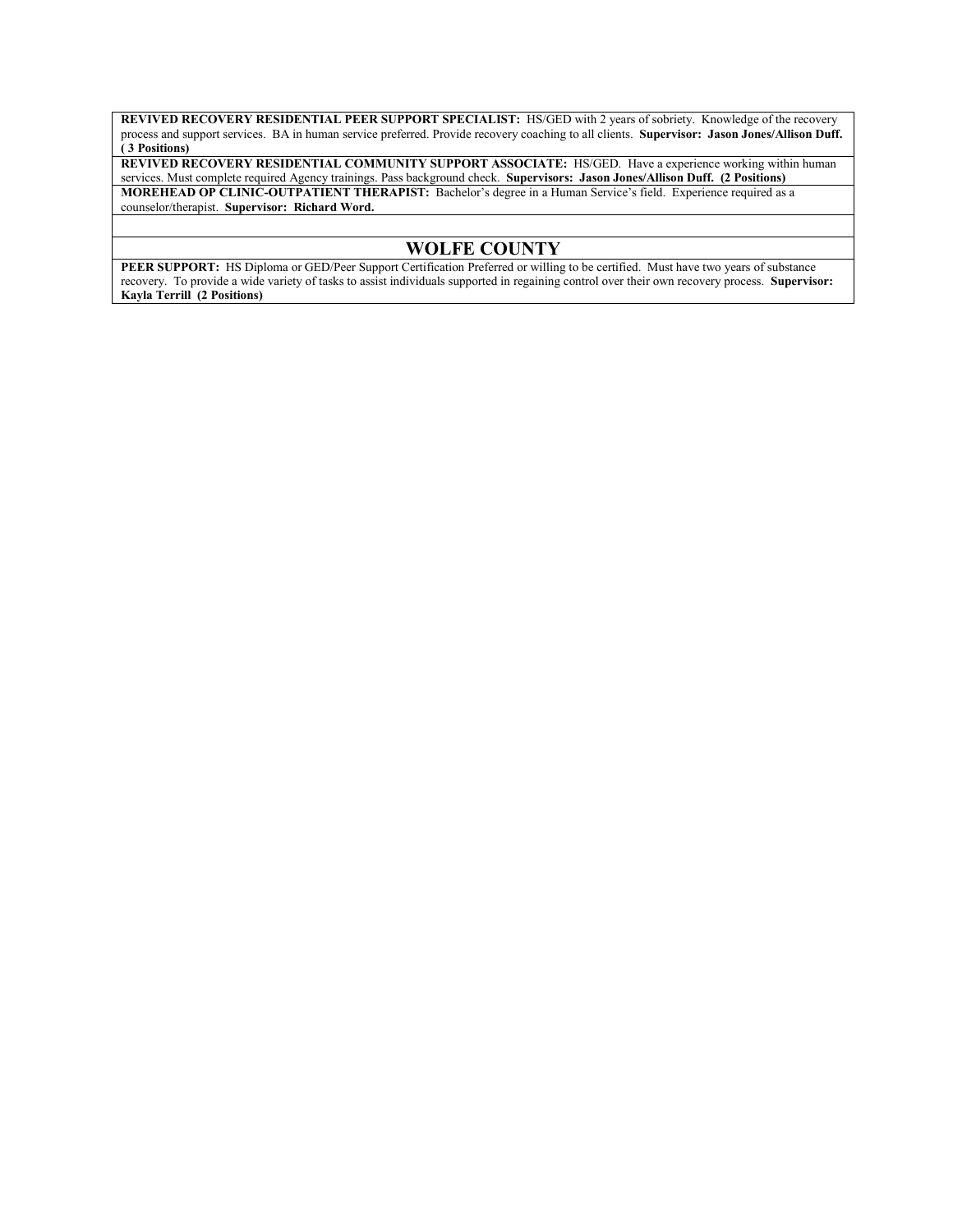**REVIVED RECOVERY RESIDENTIAL PEER SUPPORT SPECIALIST:** HS/GED with 2 years of sobriety. Knowledge of the recovery process and support services. BA in human service preferred. Provide recovery coaching to all clients. **Supervisor: Jason Jones/Allison Duff. ( 3 Positions)**

**REVIVED RECOVERY RESIDENTIAL COMMUNITY SUPPORT ASSOCIATE:** HS/GED. Have a experience working within human services. Must complete required Agency trainings. Pass background check. **Supervisors: Jason Jones/Allison Duff. (2 Positions)**

**MOREHEAD OP CLINIC-OUTPATIENT THERAPIST:** Bachelor's degree in a Human Service's field. Experience required as a counselor/therapist. **Supervisor: Richard Word.**

## WOLFE COUNTY

**PEER SUPPORT:** HS Diploma or GED/Peer Support Certification Preferred or willing to be certified. Must have two years of substance recovery. To provide a wide variety of tasks to assist individuals supported in regaining control over their own recovery process. **Supervisor: Kayla Terrill (2 Positions)**